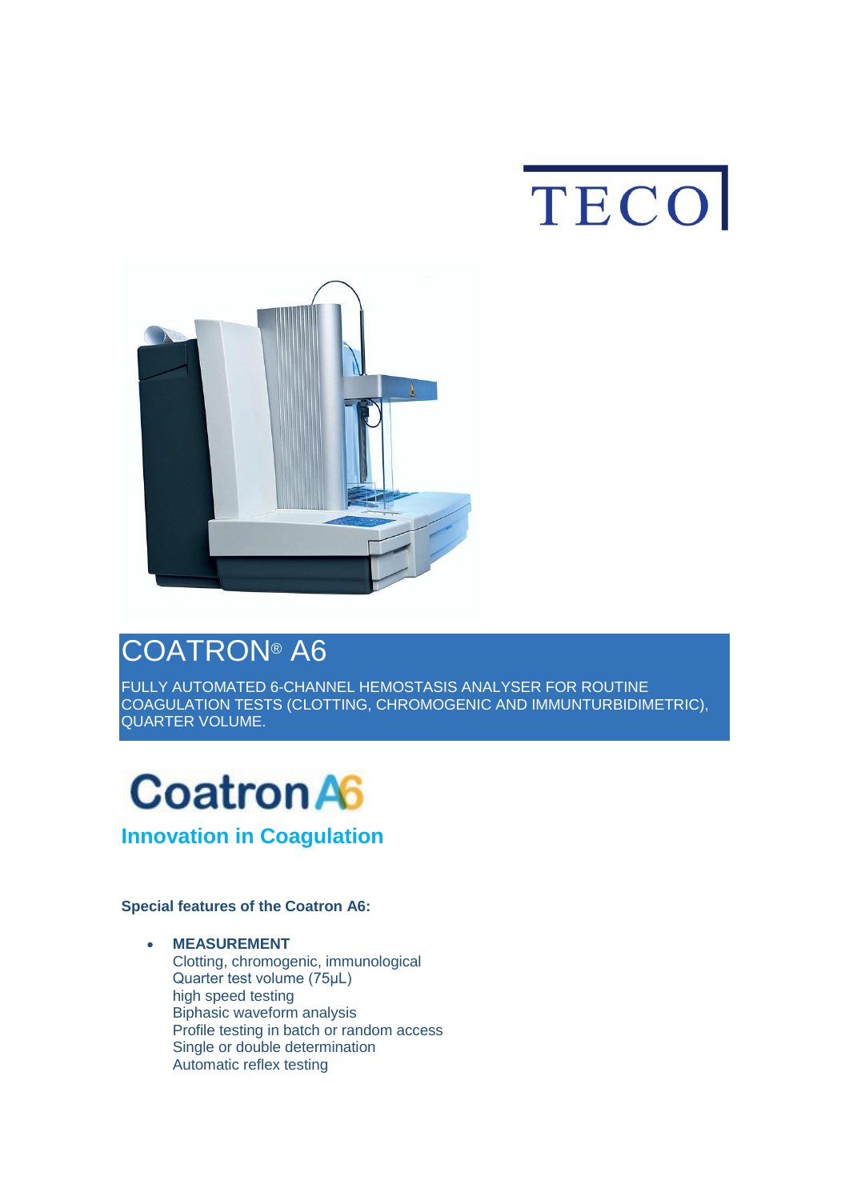TECO

# COATRON® A6

FULLY AUTOMATED 6-CHANNEL HEMOSTASIS ANALYSER FOR ROUTINE COAGULATION TESTS (CLOTTING, CHROMOGENIC AND IMMUNTURBIDIMETRIC), QUARTER VOLUME.

Coatron A6

## Innovation in Coagulation

**Special features of the Coatron A6:**

- **MEASUREMENT**
  Clotting, chromogenic, immunological
  Quarter test volume (75µL)
  high speed testing
  Biphasic waveform analysis
  Profile testing in batch or random access
  Single or double determination
  Automatic reflex testing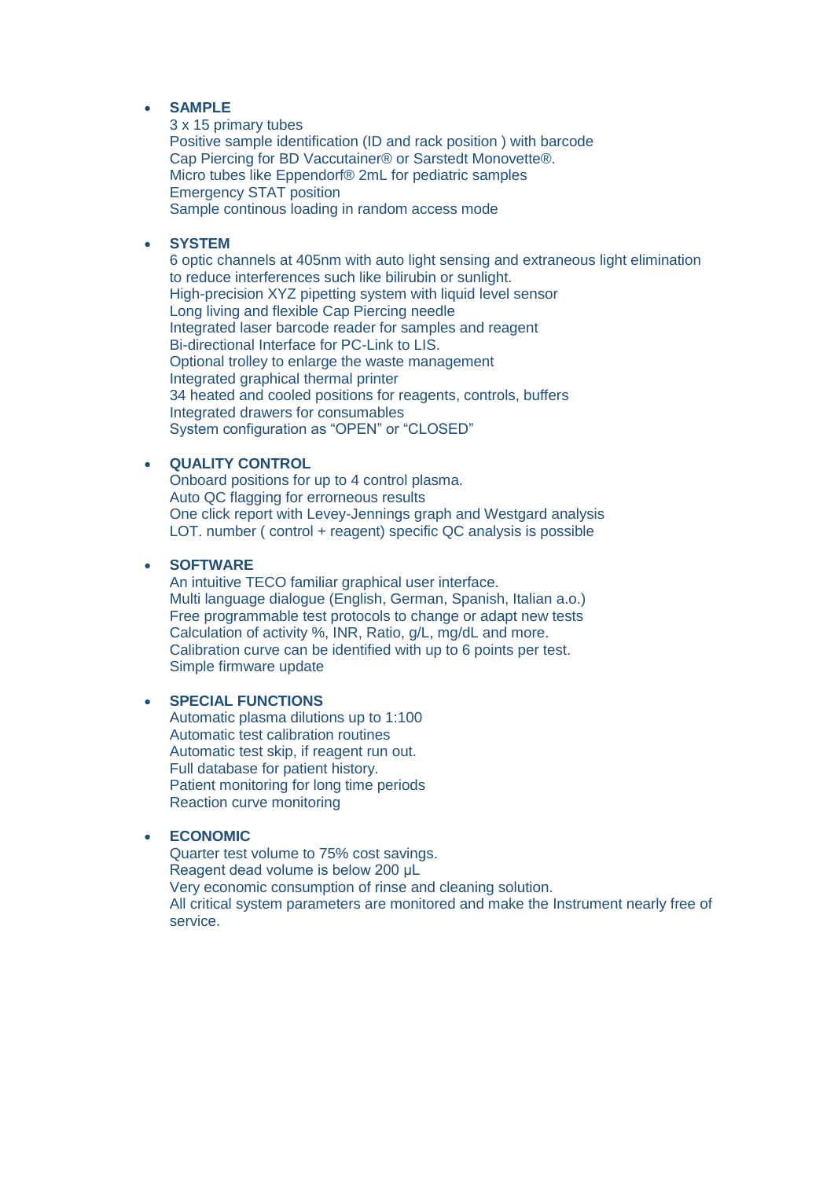- **SAMPLE**
  3 x 15 primary tubes
  Positive sample identification (ID and rack position ) with barcode
  Cap Piercing for BD Vaccutainer® or Sarstedt Monovette®.
  Micro tubes like Eppendorf® 2mL for pediatric samples
  Emergency STAT position
  Sample continous loading in random access mode

- **SYSTEM**
  6 optic channels at 405nm with auto light sensing and extraneous light elimination to reduce interferences such like bilirubin or sunlight.
  High-precision XYZ pipetting system with liquid level sensor
  Long living and flexible Cap Piercing needle
  Integrated laser barcode reader for samples and reagent
  Bi-directional Interface for PC-Link to LIS.
  Optional trolley to enlarge the waste management
  Integrated graphical thermal printer
  34 heated and cooled positions for reagents, controls, buffers
  Integrated drawers for consumables
  System configuration as “OPEN” or “CLOSED”

- **QUALITY CONTROL**
  Onboard positions for up to 4 control plasma.
  Auto QC flagging for errorneous results
  One click report with Levey-Jennings graph and Westgard analysis
  LOT. number ( control + reagent) specific QC analysis is possible

- **SOFTWARE**
  An intuitive TECO familiar graphical user interface.
  Multi language dialogue (English, German, Spanish, Italian a.o.)
  Free programmable test protocols to change or adapt new tests
  Calculation of activity %, INR, Ratio, g/L, mg/dL and more.
  Calibration curve can be identified with up to 6 points per test.
  Simple firmware update

- **SPECIAL FUNCTIONS**
  Automatic plasma dilutions up to 1:100
  Automatic test calibration routines
  Automatic test skip, if reagent run out.
  Full database for patient history.
  Patient monitoring for long time periods
  Reaction curve monitoring

- **ECONOMIC**
  Quarter test volume to 75% cost savings.
  Reagent dead volume is below 200 µL
  Very economic consumption of rinse and cleaning solution.
  All critical system parameters are monitored and make the Instrument nearly free of service.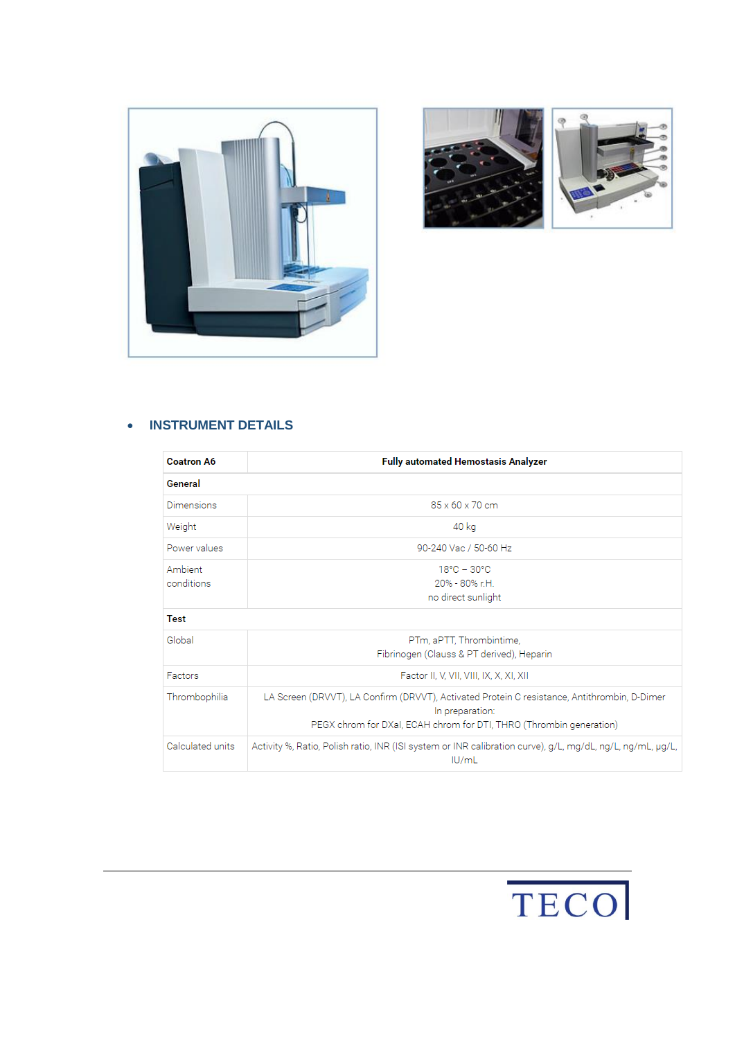- ## INSTRUMENT DETAILS

| **Coatron A6** | **Fully automated Hemostasis Analyzer** |
|---|---|
| **General** | |
| Dimensions | 85 x 60 x 70 cm |
| Weight | 40 kg |
| Power values | 90-240 Vac / 50-60 Hz |
| Ambient conditions | 18°C – 30°C<br>20% - 80% r.H.<br>no direct sunlight |
| **Test** | |
| Global | PTm, aPTT, Thrombintime,<br>Fibrinogen (Clauss & PT derived), Heparin |
| Factors | Factor II, V, VII, VIII, IX, X, XI, XII |
| Thrombophilia | LA Screen (DRVVT), LA Confirm (DRVVT), Activated Protein C resistance, Antithrombin, D-Dimer<br>In preparation:<br>PEGX chrom for DXaI, ECAH chrom for DTI, THRO (Thrombin generation) |
| Calculated units | Activity %, Ratio, Polish ratio, INR (ISI system or INR calibration curve), g/L, mg/dL, ng/L, ng/mL, µg/L, IU/mL |

TECO